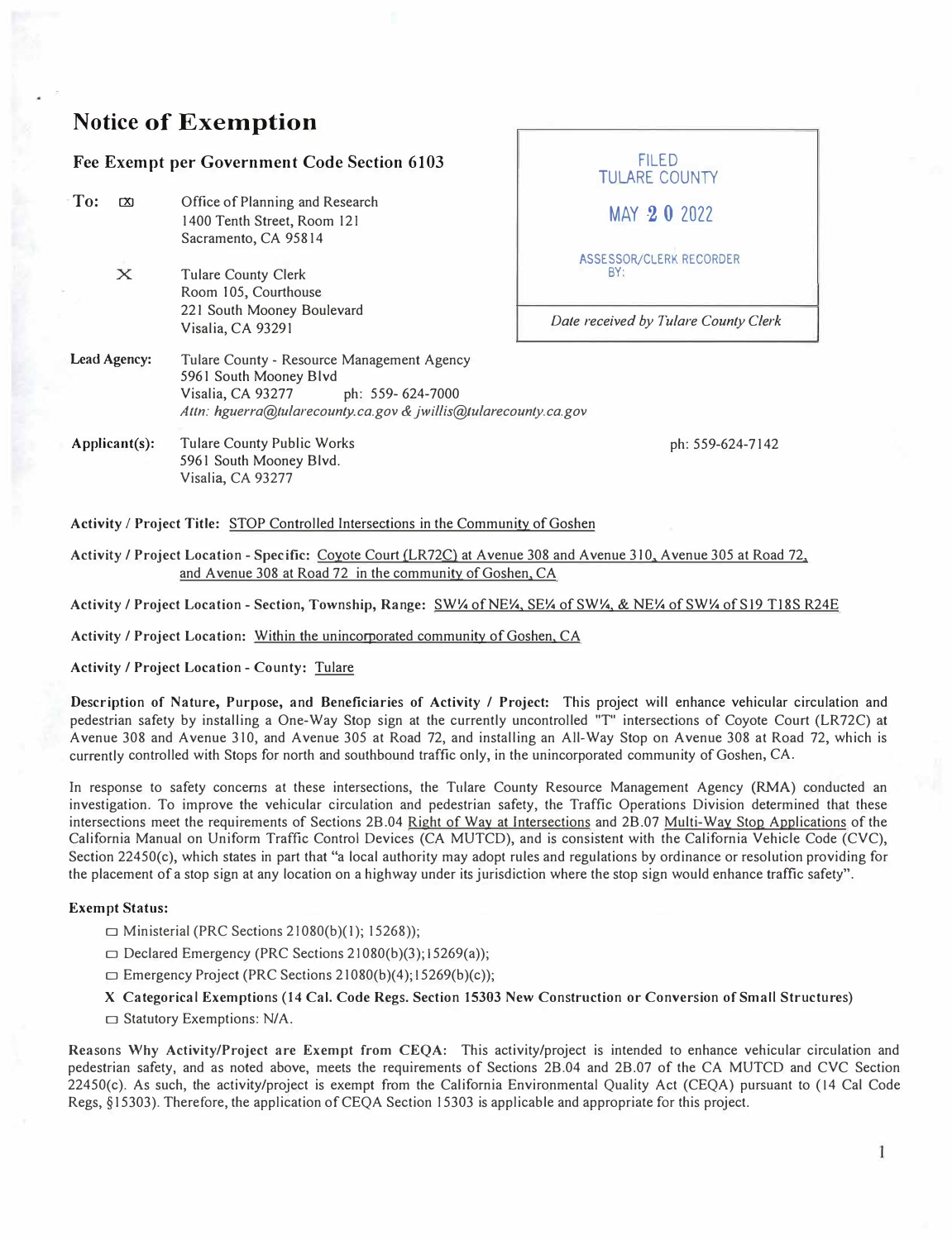# Notice of Exemption

## Fee Exempt per Government Code Section 6103

**To:** ☒ Office of Planning and Research
1400 Tenth Street, Room 121
Sacramento, CA 95814

X Tulare County Clerk
Room 105, Courthouse
221 South Mooney Boulevard
Visalia, CA 93291

FILED
TULARE COUNTY
MAY 20 2022
ASSESSOR/CLERK RECORDER
BY:

*Date received by Tulare County Clerk*

**Lead Agency:** Tulare County - Resource Management Agency
5961 South Mooney Blvd
Visalia, CA 93277 ph: 559-624-7000
*Attn: hguerra@tularecounty.ca.gov & jwillis@tularecounty.ca.gov*

**Applicant(s):** Tulare County Public Works
5961 South Mooney Blvd.
Visalia, CA 93277
ph: 559-624-7142

**Activity / Project Title:** STOP Controlled Intersections in the Community of Goshen

**Activity / Project Location - Specific:** Coyote Court (LR72C) at Avenue 308 and Avenue 310, Avenue 305 at Road 72, and Avenue 308 at Road 72 in the community of Goshen, CA

**Activity / Project Location - Section, Township, Range:** SW¼ of NE¼, SE¼ of SW¼, & NE¼ of SW¼ of S19 T18S R24E

**Activity / Project Location:** Within the unincorporated community of Goshen, CA

**Activity / Project Location - County:** Tulare

**Description of Nature, Purpose, and Beneficiaries of Activity / Project:** This project will enhance vehicular circulation and pedestrian safety by installing a One-Way Stop sign at the currently uncontrolled "T" intersections of Coyote Court (LR72C) at Avenue 308 and Avenue 310, and Avenue 305 at Road 72, and installing an All-Way Stop on Avenue 308 at Road 72, which is currently controlled with Stops for north and southbound traffic only, in the unincorporated community of Goshen, CA.

In response to safety concerns at these intersections, the Tulare County Resource Management Agency (RMA) conducted an investigation. To improve the vehicular circulation and pedestrian safety, the Traffic Operations Division determined that these intersections meet the requirements of Sections 2B.04 Right of Way at Intersections and 2B.07 Multi-Way Stop Applications of the California Manual on Uniform Traffic Control Devices (CA MUTCD), and is consistent with the California Vehicle Code (CVC), Section 22450(c), which states in part that "a local authority may adopt rules and regulations by ordinance or resolution providing for the placement of a stop sign at any location on a highway under its jurisdiction where the stop sign would enhance traffic safety".

**Exempt Status:**

- ☐ Ministerial (PRC Sections 21080(b)(1); 15268));
- ☐ Declared Emergency (PRC Sections 21080(b)(3); 15269(a));
- ☐ Emergency Project (PRC Sections 21080(b)(4); 15269(b)(c));
- **X Categorical Exemptions (14 Cal. Code Regs. Section 15303 New Construction or Conversion of Small Structures)**
- ☐ Statutory Exemptions: N/A.

**Reasons Why Activity/Project are Exempt from CEQA:** This activity/project is intended to enhance vehicular circulation and pedestrian safety, and as noted above, meets the requirements of Sections 2B.04 and 2B.07 of the CA MUTCD and CVC Section 22450(c). As such, the activity/project is exempt from the California Environmental Quality Act (CEQA) pursuant to (14 Cal Code Regs, §15303). Therefore, the application of CEQA Section 15303 is applicable and appropriate for this project.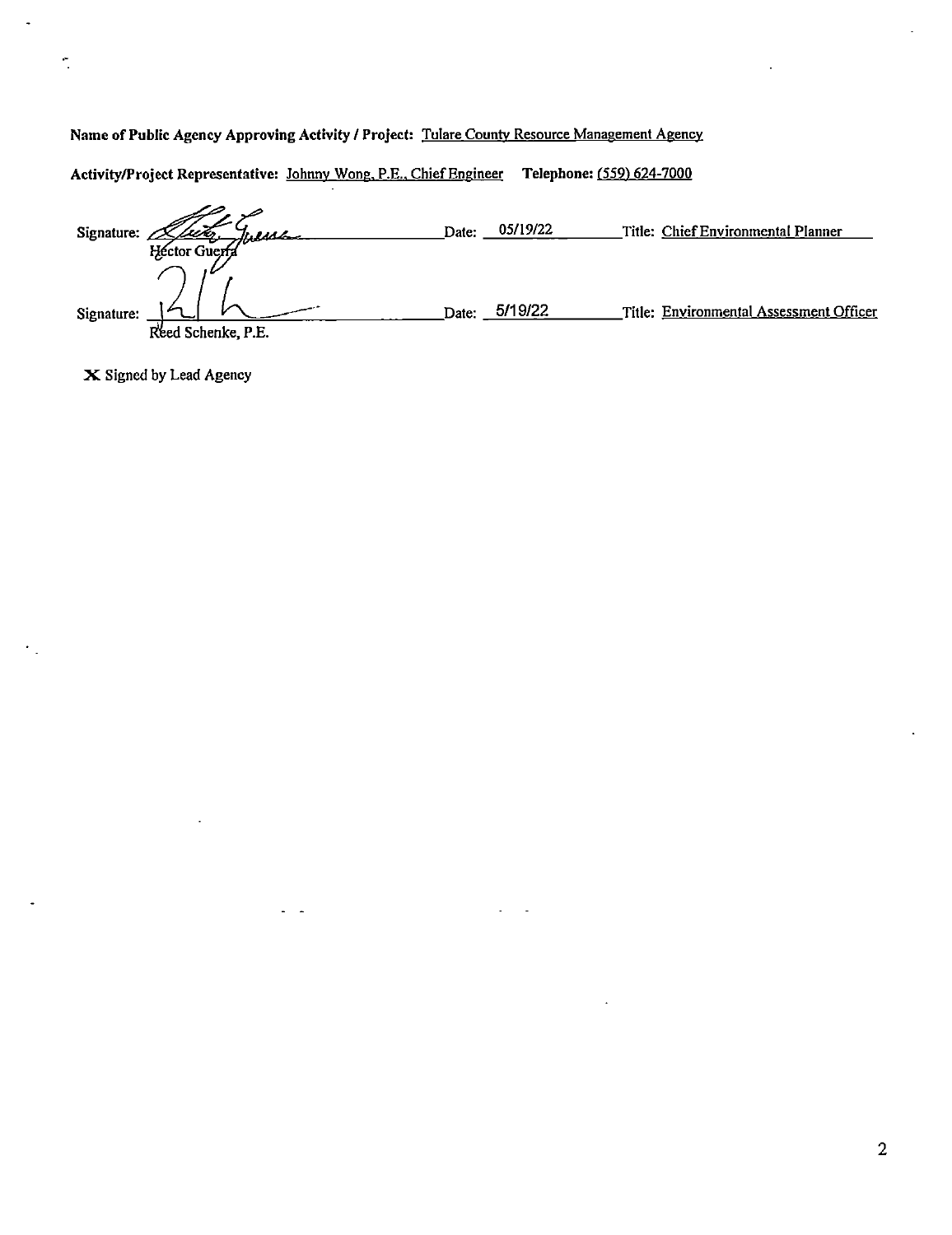**Name of Public Agency Approving Activity / Project:** Tulare County Resource Management Agency

**Activity/Project Representative:** Johnny Wong, P.E., Chief Engineer **Telephone:** (559) 624-7000

Signature: ______________________ Date: 05/19/22 Title: Chief Environmental Planner
Héctor Guerra

Signature: ______________________ Date: 5/19/22 Title: Environmental Assessment Officer
Reed Schenke, P.E.

**X** Signed by Lead Agency